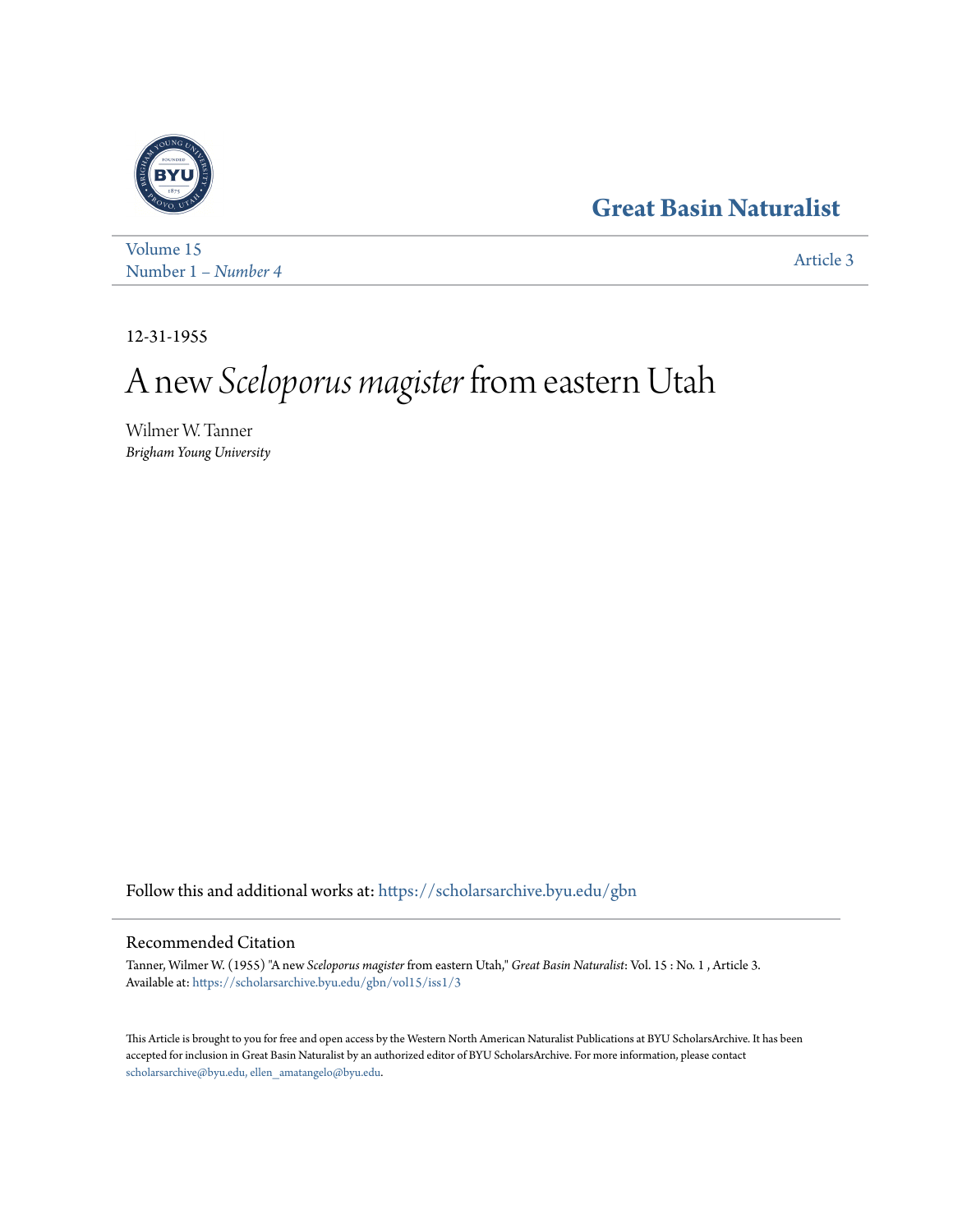Great Basin Naturalist

Volume 15
Number 1 – *Number 4*

Article 3

12-31-1955

# A new *Sceloporus magister* from eastern Utah

Wilmer W. Tanner
*Brigham Young University*

Follow this and additional works at: https://scholarsarchive.byu.edu/gbn

## Recommended Citation

Tanner, Wilmer W. (1955) "A new *Sceloporus magister* from eastern Utah," *Great Basin Naturalist*: Vol. 15 : No. 1 , Article 3.
Available at: https://scholarsarchive.byu.edu/gbn/vol15/iss1/3

This Article is brought to you for free and open access by the Western North American Naturalist Publications at BYU ScholarsArchive. It has been accepted for inclusion in Great Basin Naturalist by an authorized editor of BYU ScholarsArchive. For more information, please contact scholarsarchive@byu.edu, ellen_amatangelo@byu.edu.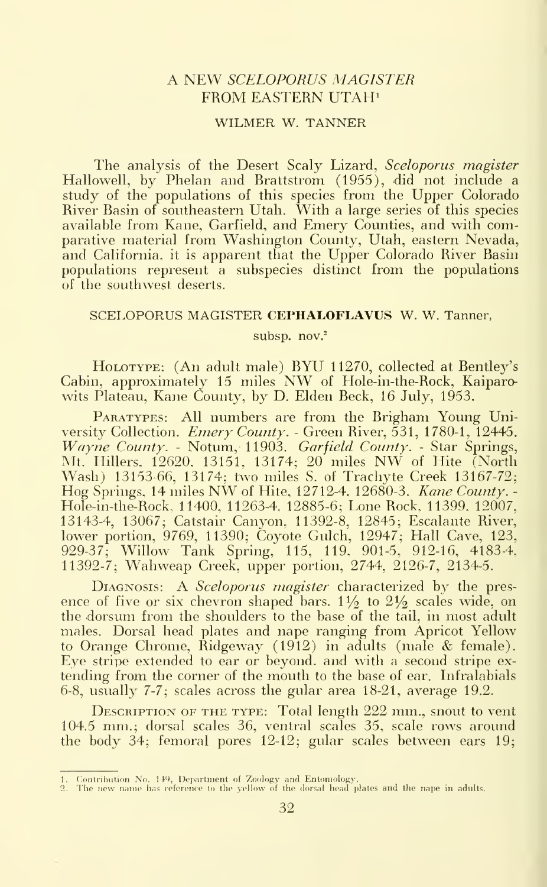# A NEW *SCELOPORUS MAGISTER* FROM EASTERN UTAH[1]

WILMER W. TANNER

The analysis of the Desert Scaly Lizard, *Sceloporus magister* Hallowell, by Phelan and Brattstrom (1955), did not include a study of the populations of this species from the Upper Colorado River Basin of southeastern Utah. With a large series of this species available from Kane, Garfield, and Emery Counties, and with comparative material from Washington County, Utah, eastern Nevada, and California, it is apparent that the Upper Colorado River Basin populations represent a subspecies distinct from the populations of the southwest deserts.

## SCELOPORUS MAGISTER **CEPHALOFLAVUS** W. W. Tanner,

subsp. nov.[2]

Holotype: (An adult male) BYU 11270, collected at Bentley's Cabin, approximately 15 miles NW of Hole-in-the-Rock, Kaiparowits Plateau, Kane County, by D. Elden Beck, 16 July, 1953.

Paratypes: All numbers are from the Brigham Young University Collection. *Emery County*. - Green River, 531, 1780-1, 12445. *Wayne County*. - Notum, 11903. *Garfield County*. - Star Springs, Mt. Hillers, 12620, 13151, 13174; 20 miles NW of Hite (North Wash) 13153-66, 13174; two miles S. of Trachyte Creek 13167-72; Hog Springs, 14 miles NW of Hite, 12712-4, 12680-3. *Kane County*. - Hole-in-the-Rock, 11400, 11263-4, 12885-6; Lone Rock, 11399, 12007, 13143-4, 13067; Catstair Canyon, 11392-8, 12845; Escalante River, lower portion, 9769, 11390; Coyote Gulch, 12947; Hall Cave, 123, 929-37; Willow Tank Spring, 115, 119, 901-5, 912-16, 4183-4, 11392-7; Wahweap Creek, upper portion, 2744, 2126-7, 2134-5.

Diagnosis: A *Sceloporus magister* characterized by the presence of five or six chevron shaped bars, 1½ to 2½ scales wide, on the dorsum from the shoulders to the base of the tail, in most adult males. Dorsal head plates and nape ranging from Apricot Yellow to Orange Chrome, Ridgeway (1912) in adults (male & female). Eye stripe extended to ear or beyond, and with a second stripe extending from the corner of the mouth to the base of ear. Infralabials 6-8, usually 7-7; scales across the gular area 18-21, average 19.2.

Description of the type: Total length 222 mm., snout to vent 104.5 mm.; dorsal scales 36, ventral scales 35, scale rows around the body 34; femoral pores 12-12; gular scales between ears 19;

---

1. Contribution No. 149, Department of Zoology and Entomology.
2. The new name has reference to the yellow of the dorsal head plates and the nape in adults.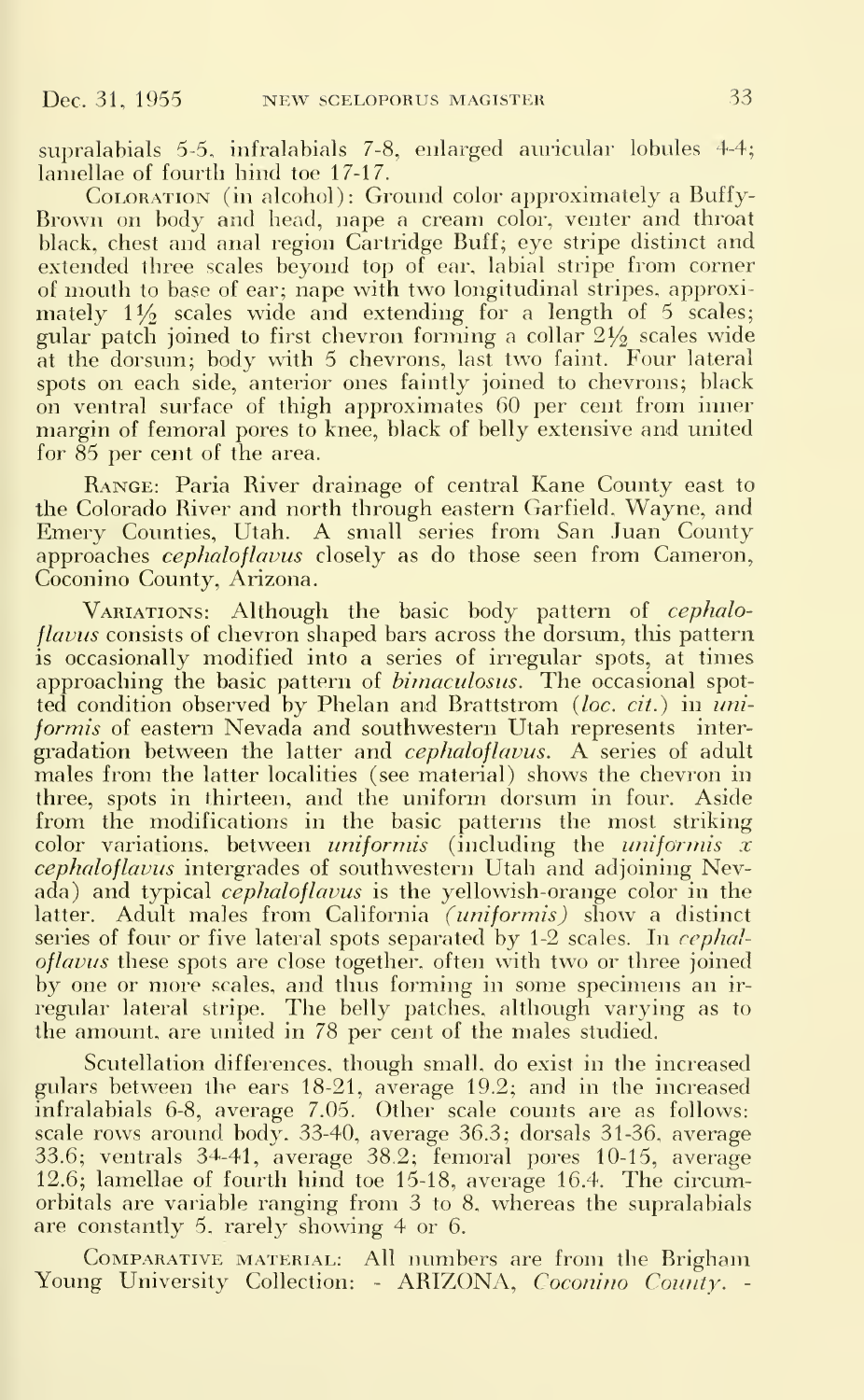supralabials 5-5, infralabials 7-8, enlarged auricular lobules 4-4; lamellae of fourth hind toe 17-17.

Coloration (in alcohol): Ground color approximately a Buffy-Brown on body and head, nape a cream color, venter and throat black, chest and anal region Cartridge Buff; eye stripe distinct and extended three scales beyond top of ear, labial stripe from corner of mouth to base of ear; nape with two longitudinal stripes, approximately 1½ scales wide and extending for a length of 5 scales; gular patch joined to first chevron forming a collar 2½ scales wide at the dorsum; body with 5 chevrons, last two faint. Four lateral spots on each side, anterior ones faintly joined to chevrons; black on ventral surface of thigh approximates 60 per cent from inner margin of femoral pores to knee, black of belly extensive and united for 85 per cent of the area.

Range: Paria River drainage of central Kane County east to the Colorado River and north through eastern Garfield, Wayne, and Emery Counties, Utah. A small series from San Juan County approaches *cephaloflavus* closely as do those seen from Cameron, Coconino County, Arizona.

Variations: Although the basic body pattern of *cephaloflavus* consists of chevron shaped bars across the dorsum, this pattern is occasionally modified into a series of irregular spots, at times approaching the basic pattern of *bimaculosus*. The occasional spotted condition observed by Phelan and Brattstrom (*loc. cit.*) in *uniformis* of eastern Nevada and southwestern Utah represents intergradation between the latter and *cephaloflavus*. A series of adult males from the latter localities (see material) shows the chevron in three, spots in thirteen, and the uniform dorsum in four. Aside from the modifications in the basic patterns the most striking color variations, between *uniformis* (including the *uniformis x cephaloflavus* intergrades of southwestern Utah and adjoining Nevada) and typical *cephaloflavus* is the yellowish-orange color in the latter. Adult males from California *(uniformis)* show a distinct series of four or five lateral spots separated by 1-2 scales. In *cephaloflavus* these spots are close together, often with two or three joined by one or more scales, and thus forming in some specimens an irregular lateral stripe. The belly patches, although varying as to the amount, are united in 78 per cent of the males studied.

Scutellation differences, though small, do exist in the increased gulars between the ears 18-21, average 19.2; and in the increased infralabials 6-8, average 7.05. Other scale counts are as follows: scale rows around body, 33-40, average 36.3; dorsals 31-36, average 33.6; ventrals 34-41, average 38.2; femoral pores 10-15, average 12.6; lamellae of fourth hind toe 15-18, average 16.4. The circumorbitals are variable ranging from 3 to 8, whereas the supralabials are constantly 5, rarely showing 4 or 6.

Comparative material: All numbers are from the Brigham Young University Collection: - ARIZONA, *Coconino County*. -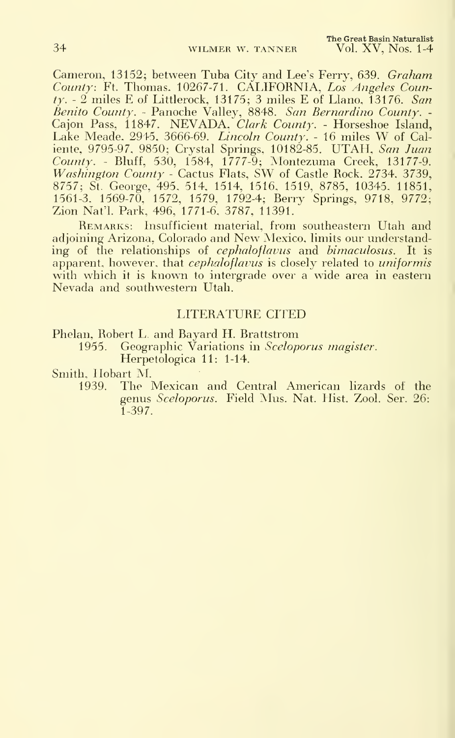Cameron, 13152; between Tuba City and Lee's Ferry, 639. *Graham County*: Ft. Thomas. 10267-71. CALIFORNIA, *Los Angeles County*. - 2 miles E of Littlerock, 13175; 3 miles E of Llano, 13176. *San Benito County*. - Panoche Valley, 8848. *San Bernardino County*. - Cajon Pass, 11847. NEVADA, *Clark County*. - Horseshoe Island, Lake Meade. 2945. 3666-69. *Lincoln County*. - 16 miles W of Caliente, 9795-97, 9850; Crystal Springs, 10182-85. UTAH, *San Juan County*. - Bluff, 530, 1584, 1777-9; Montezuma Creek, 13177-9. *Washington County* - Cactus Flats, SW of Castle Rock. 2734. 3739, 8757; St. George, 495. 514. 1514, 1516, 1519, 8785, 10345. 11851, 1561-3. 1569-70, 1572, 1579, 1792-4; Berry Springs, 9718, 9772; Zion Nat'l. Park, 496, 1771-6. 3787, 11391.

Remarks: Insufficient material, from southeastern Utah and adjoining Arizona, Colorado and New Mexico, limits our understanding of the relationships of *cephaloflavus* and *bimaculosus*. It is apparent, however, that *cephaloflavus* is closely related to *uniformis* with which it is known to intergrade over a wide area in eastern Nevada and southwestern Utah.

## LITERATURE CITED

Phelan, Robert L. and Bayard H. Brattstrom
1955. Geographic Variations in *Sceloporus magister*. Herpetologica 11: 1-14.

Smith, Hobart M.
1939. The Mexican and Central American lizards of the genus *Sceloporus*. Field Mus. Nat. Hist. Zool. Ser. 26: 1-397.